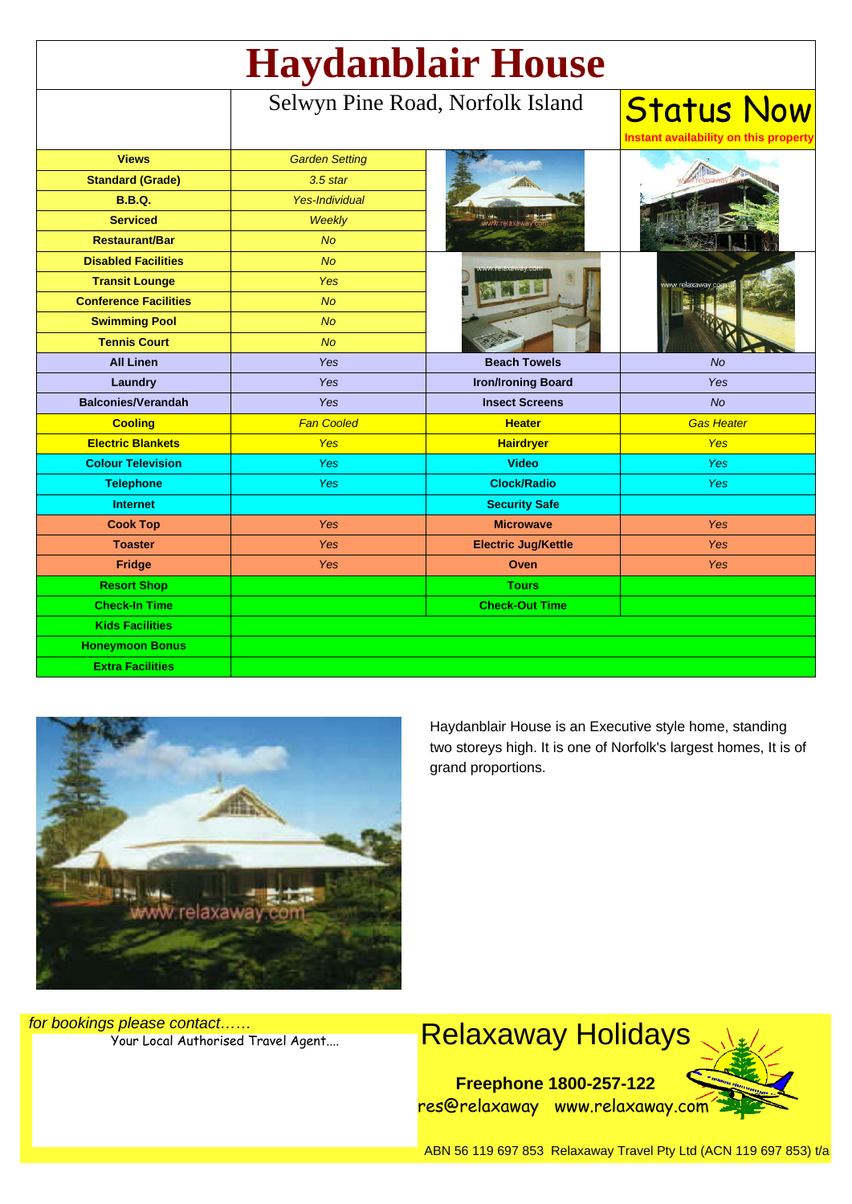# Haydanblair House

Selwyn Pine Road, Norfolk Island

**Status Now**

Instant availability on this property

| | | | |
|---|---|---|---|
| **Views** | *Garden Setting* | | |
| **Standard (Grade)** | *3.5 star* | | |
| **B.B.Q.** | *Yes-Individual* | | |
| **Serviced** | *Weekly* | | |
| **Restaurant/Bar** | *No* | | |
| **Disabled Facilities** | *No* | | |
| **Transit Lounge** | *Yes* | | |
| **Conference Facilities** | *No* | | |
| **Swimming Pool** | *No* | | |
| **Tennis Court** | *No* | | |
| **All Linen** | *Yes* | **Beach Towels** | *No* |
| **Laundry** | *Yes* | **Iron/Ironing Board** | *Yes* |
| **Balconies/Verandah** | *Yes* | **Insect Screens** | *No* |
| **Cooling** | *Fan Cooled* | **Heater** | *Gas Heater* |
| **Electric Blankets** | *Yes* | **Hairdryer** | *Yes* |
| **Colour Television** | *Yes* | **Video** | *Yes* |
| **Telephone** | *Yes* | **Clock/Radio** | *Yes* |
| **Internet** | | **Security Safe** | |
| **Cook Top** | *Yes* | **Microwave** | *Yes* |
| **Toaster** | *Yes* | **Electric Jug/Kettle** | *Yes* |
| **Fridge** | *Yes* | **Oven** | *Yes* |
| **Resort Shop** | | **Tours** | |
| **Check-In Time** | | **Check-Out Time** | |
| **Kids Facilities** | | | |
| **Honeymoon Bonus** | | | |
| **Extra Facilities** | | | |

Haydanblair House is an Executive style home, standing two storeys high. It is one of Norfolk's largest homes, It is of grand proportions.

*for bookings please contact……*

Your Local Authorised Travel Agent....

## Relaxaway Holidays

**Freephone 1800-257-122**

res@relaxaway www.relaxaway.com

ABN 56 119 697 853 Relaxaway Travel Pty Ltd (ACN 119 697 853) t/a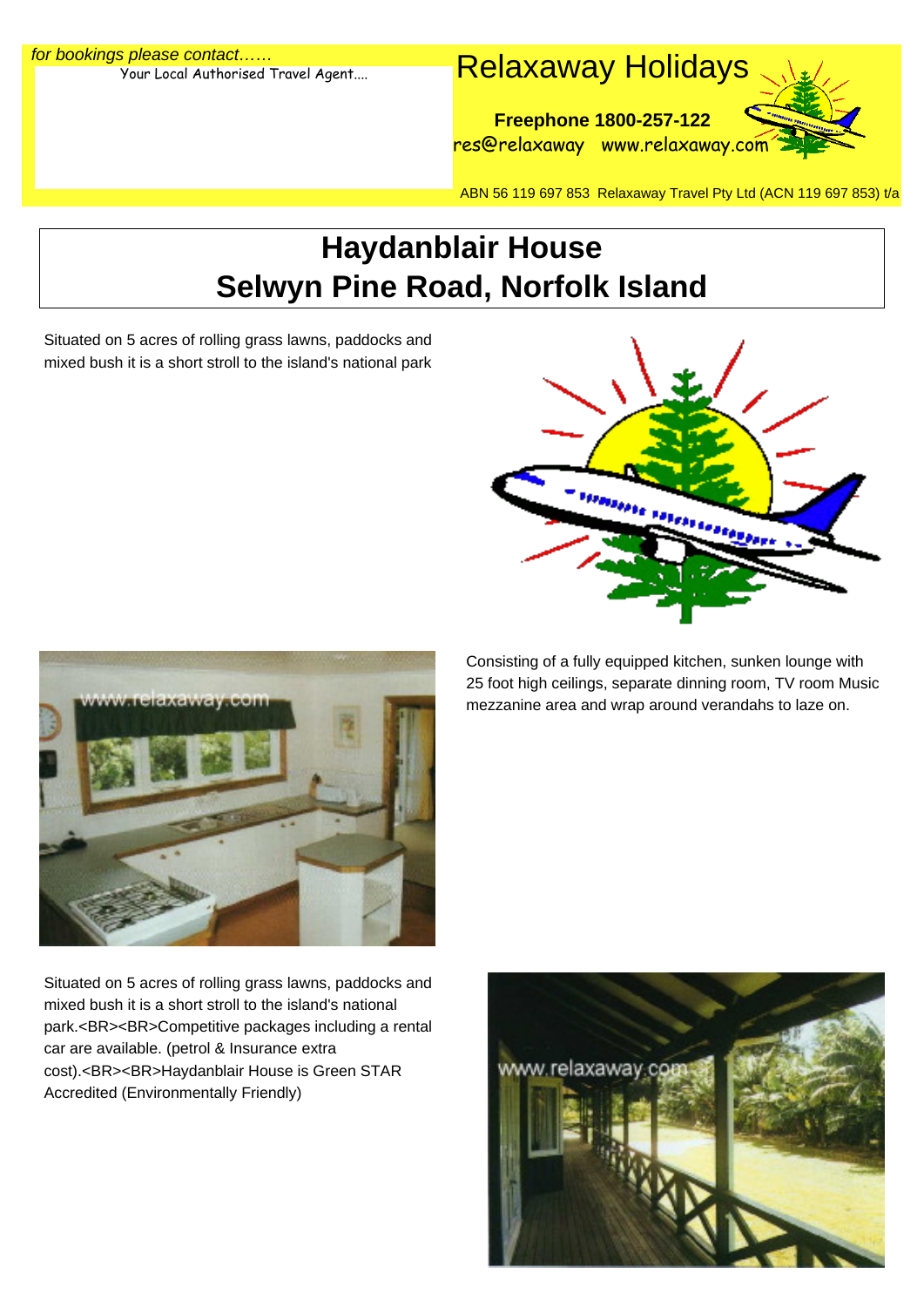*for bookings please contact……*

Your Local Authorised Travel Agent....

Relaxaway Holidays

**Freephone 1800-257-122**

res@relaxaway www.relaxaway.com

ABN 56 119 697 853 Relaxaway Travel Pty Ltd (ACN 119 697 853) t/a

# Haydanblair House
# Selwyn Pine Road, Norfolk Island

Situated on 5 acres of rolling grass lawns, paddocks and mixed bush it is a short stroll to the island's national park

Consisting of a fully equipped kitchen, sunken lounge with 25 foot high ceilings, separate dinning room, TV room Music mezzanine area and wrap around verandahs to laze on.

Situated on 5 acres of rolling grass lawns, paddocks and mixed bush it is a short stroll to the island's national park.<BR><BR>Competitive packages including a rental car are available. (petrol & Insurance extra cost).<BR><BR>Haydanblair House is Green STAR Accredited (Environmentally Friendly)